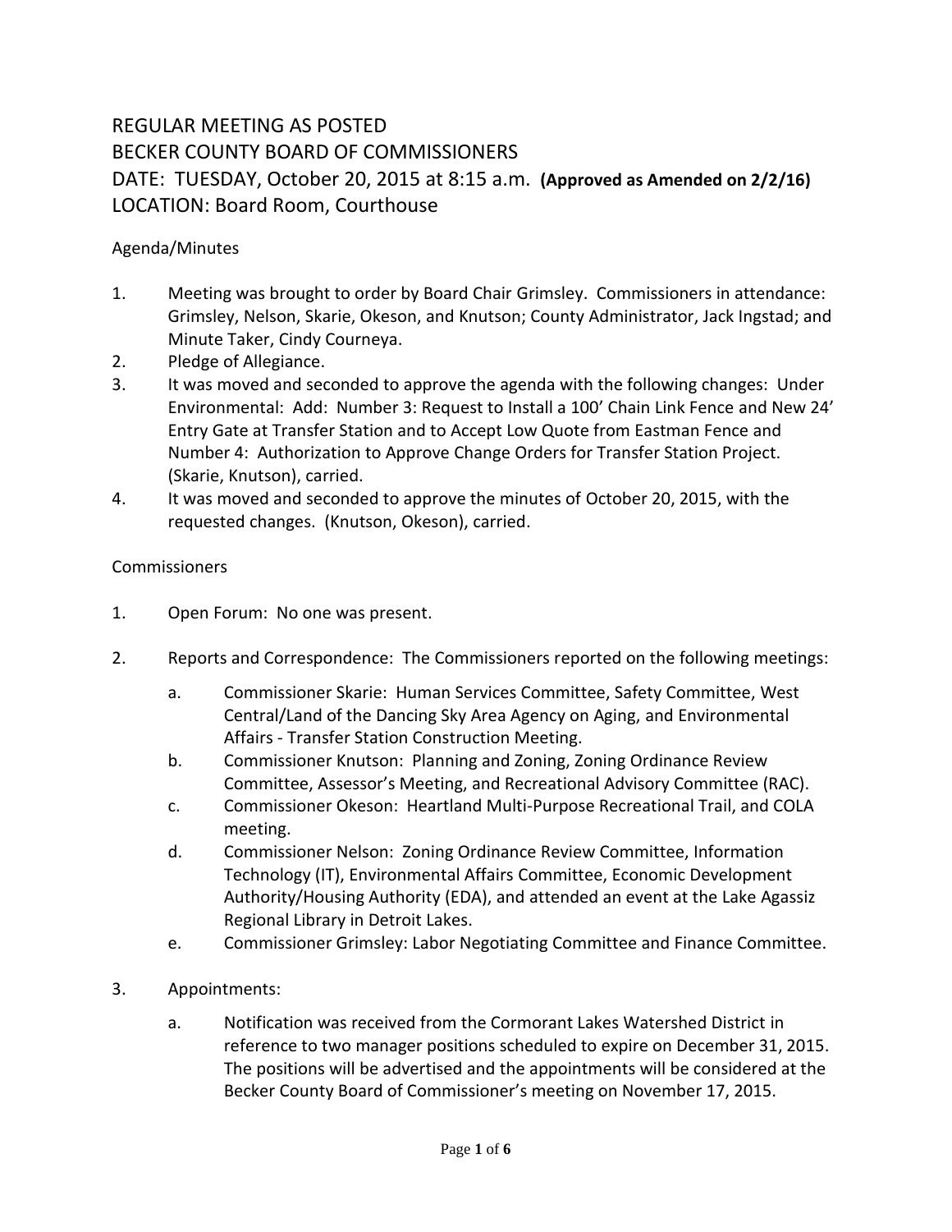# REGULAR MEETING AS POSTED
# BECKER COUNTY BOARD OF COMMISSIONERS
# DATE: TUESDAY, October 20, 2015 at 8:15 a.m. **(Approved as Amended on 2/2/16)**
# LOCATION: Board Room, Courthouse

Agenda/Minutes

1. Meeting was brought to order by Board Chair Grimsley. Commissioners in attendance: Grimsley, Nelson, Skarie, Okeson, and Knutson; County Administrator, Jack Ingstad; and Minute Taker, Cindy Courneya.
2. Pledge of Allegiance.
3. It was moved and seconded to approve the agenda with the following changes: Under Environmental: Add: Number 3: Request to Install a 100' Chain Link Fence and New 24' Entry Gate at Transfer Station and to Accept Low Quote from Eastman Fence and Number 4: Authorization to Approve Change Orders for Transfer Station Project. (Skarie, Knutson), carried.
4. It was moved and seconded to approve the minutes of October 20, 2015, with the requested changes. (Knutson, Okeson), carried.

Commissioners

1. Open Forum: No one was present.

2. Reports and Correspondence: The Commissioners reported on the following meetings:

   a. Commissioner Skarie: Human Services Committee, Safety Committee, West Central/Land of the Dancing Sky Area Agency on Aging, and Environmental Affairs - Transfer Station Construction Meeting.
   
   b. Commissioner Knutson: Planning and Zoning, Zoning Ordinance Review Committee, Assessor's Meeting, and Recreational Advisory Committee (RAC).
   
   c. Commissioner Okeson: Heartland Multi-Purpose Recreational Trail, and COLA meeting.
   
   d. Commissioner Nelson: Zoning Ordinance Review Committee, Information Technology (IT), Environmental Affairs Committee, Economic Development Authority/Housing Authority (EDA), and attended an event at the Lake Agassiz Regional Library in Detroit Lakes.
   
   e. Commissioner Grimsley: Labor Negotiating Committee and Finance Committee.

3. Appointments:

   a. Notification was received from the Cormorant Lakes Watershed District in reference to two manager positions scheduled to expire on December 31, 2015. The positions will be advertised and the appointments will be considered at the Becker County Board of Commissioner's meeting on November 17, 2015.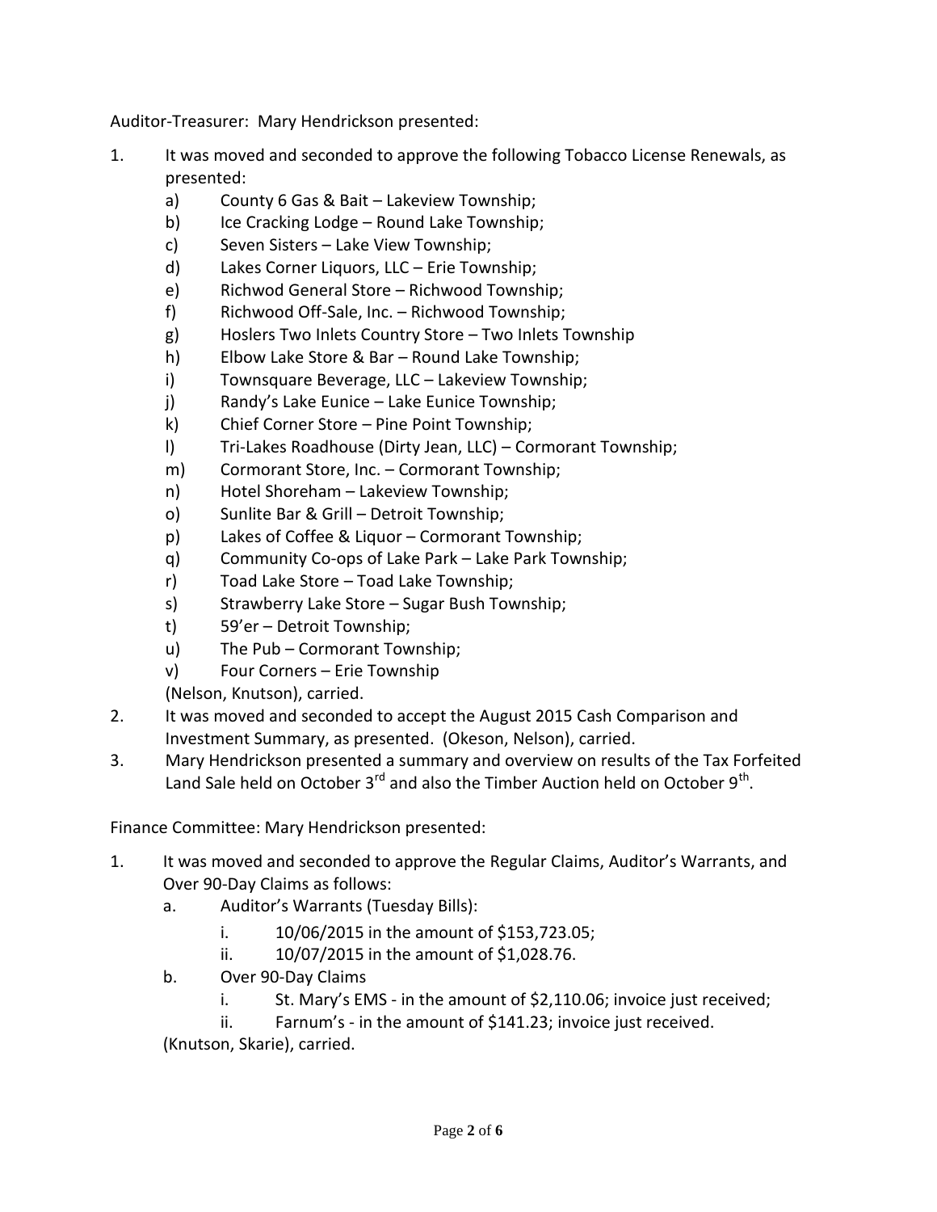Auditor-Treasurer: Mary Hendrickson presented:

1. It was moved and seconded to approve the following Tobacco License Renewals, as presented:
   a) County 6 Gas & Bait – Lakeview Township;
   b) Ice Cracking Lodge – Round Lake Township;
   c) Seven Sisters – Lake View Township;
   d) Lakes Corner Liquors, LLC – Erie Township;
   e) Richwod General Store – Richwood Township;
   f) Richwood Off-Sale, Inc. – Richwood Township;
   g) Hoslers Two Inlets Country Store – Two Inlets Township
   h) Elbow Lake Store & Bar – Round Lake Township;
   i) Townsquare Beverage, LLC – Lakeview Township;
   j) Randy's Lake Eunice – Lake Eunice Township;
   k) Chief Corner Store – Pine Point Township;
   l) Tri-Lakes Roadhouse (Dirty Jean, LLC) – Cormorant Township;
   m) Cormorant Store, Inc. – Cormorant Township;
   n) Hotel Shoreham – Lakeview Township;
   o) Sunlite Bar & Grill – Detroit Township;
   p) Lakes of Coffee & Liquor – Cormorant Township;
   q) Community Co-ops of Lake Park – Lake Park Township;
   r) Toad Lake Store – Toad Lake Township;
   s) Strawberry Lake Store – Sugar Bush Township;
   t) 59'er – Detroit Township;
   u) The Pub – Cormorant Township;
   v) Four Corners – Erie Township

   (Nelson, Knutson), carried.
2. It was moved and seconded to accept the August 2015 Cash Comparison and Investment Summary, as presented. (Okeson, Nelson), carried.
3. Mary Hendrickson presented a summary and overview on results of the Tax Forfeited Land Sale held on October 3rd and also the Timber Auction held on October 9th.

Finance Committee: Mary Hendrickson presented:

1. It was moved and seconded to approve the Regular Claims, Auditor's Warrants, and Over 90-Day Claims as follows:
   a. Auditor's Warrants (Tuesday Bills):
      i. 10/06/2015 in the amount of $153,723.05;
      ii. 10/07/2015 in the amount of $1,028.76.
   b. Over 90-Day Claims
      i. St. Mary's EMS - in the amount of $2,110.06; invoice just received;
      ii. Farnum's - in the amount of $141.23; invoice just received.

   (Knutson, Skarie), carried.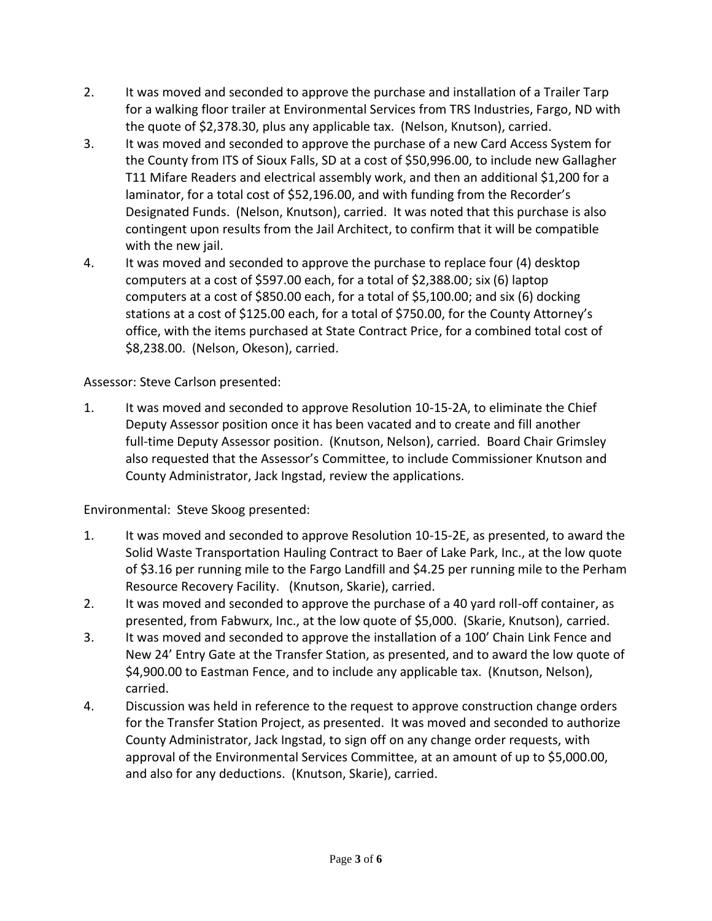2. It was moved and seconded to approve the purchase and installation of a Trailer Tarp for a walking floor trailer at Environmental Services from TRS Industries, Fargo, ND with the quote of $2,378.30, plus any applicable tax. (Nelson, Knutson), carried.
3. It was moved and seconded to approve the purchase of a new Card Access System for the County from ITS of Sioux Falls, SD at a cost of $50,996.00, to include new Gallagher T11 Mifare Readers and electrical assembly work, and then an additional $1,200 for a laminator, for a total cost of $52,196.00, and with funding from the Recorder's Designated Funds. (Nelson, Knutson), carried. It was noted that this purchase is also contingent upon results from the Jail Architect, to confirm that it will be compatible with the new jail.
4. It was moved and seconded to approve the purchase to replace four (4) desktop computers at a cost of $597.00 each, for a total of $2,388.00; six (6) laptop computers at a cost of $850.00 each, for a total of $5,100.00; and six (6) docking stations at a cost of $125.00 each, for a total of $750.00, for the County Attorney's office, with the items purchased at State Contract Price, for a combined total cost of $8,238.00. (Nelson, Okeson), carried.

Assessor: Steve Carlson presented:

1. It was moved and seconded to approve Resolution 10-15-2A, to eliminate the Chief Deputy Assessor position once it has been vacated and to create and fill another full-time Deputy Assessor position. (Knutson, Nelson), carried. Board Chair Grimsley also requested that the Assessor's Committee, to include Commissioner Knutson and County Administrator, Jack Ingstad, review the applications.

Environmental: Steve Skoog presented:

1. It was moved and seconded to approve Resolution 10-15-2E, as presented, to award the Solid Waste Transportation Hauling Contract to Baer of Lake Park, Inc., at the low quote of $3.16 per running mile to the Fargo Landfill and $4.25 per running mile to the Perham Resource Recovery Facility. (Knutson, Skarie), carried.
2. It was moved and seconded to approve the purchase of a 40 yard roll-off container, as presented, from Fabwurx, Inc., at the low quote of $5,000. (Skarie, Knutson), carried.
3. It was moved and seconded to approve the installation of a 100' Chain Link Fence and New 24' Entry Gate at the Transfer Station, as presented, and to award the low quote of $4,900.00 to Eastman Fence, and to include any applicable tax. (Knutson, Nelson), carried.
4. Discussion was held in reference to the request to approve construction change orders for the Transfer Station Project, as presented. It was moved and seconded to authorize County Administrator, Jack Ingstad, to sign off on any change order requests, with approval of the Environmental Services Committee, at an amount of up to $5,000.00, and also for any deductions. (Knutson, Skarie), carried.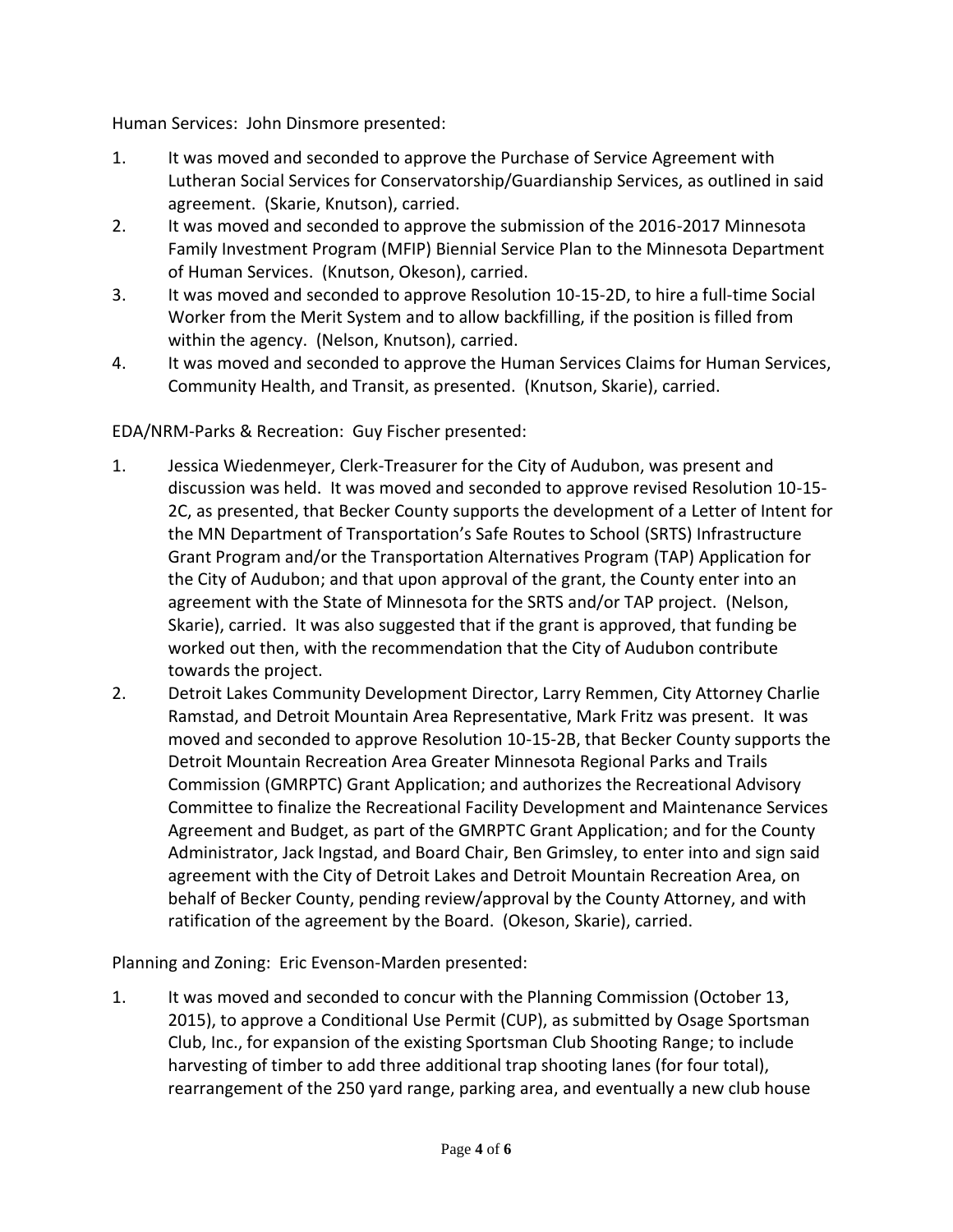Human Services: John Dinsmore presented:

1. It was moved and seconded to approve the Purchase of Service Agreement with Lutheran Social Services for Conservatorship/Guardianship Services, as outlined in said agreement. (Skarie, Knutson), carried.
2. It was moved and seconded to approve the submission of the 2016-2017 Minnesota Family Investment Program (MFIP) Biennial Service Plan to the Minnesota Department of Human Services. (Knutson, Okeson), carried.
3. It was moved and seconded to approve Resolution 10-15-2D, to hire a full-time Social Worker from the Merit System and to allow backfilling, if the position is filled from within the agency. (Nelson, Knutson), carried.
4. It was moved and seconded to approve the Human Services Claims for Human Services, Community Health, and Transit, as presented. (Knutson, Skarie), carried.

EDA/NRM-Parks & Recreation: Guy Fischer presented:

1. Jessica Wiedenmeyer, Clerk-Treasurer for the City of Audubon, was present and discussion was held. It was moved and seconded to approve revised Resolution 10-15-2C, as presented, that Becker County supports the development of a Letter of Intent for the MN Department of Transportation's Safe Routes to School (SRTS) Infrastructure Grant Program and/or the Transportation Alternatives Program (TAP) Application for the City of Audubon; and that upon approval of the grant, the County enter into an agreement with the State of Minnesota for the SRTS and/or TAP project. (Nelson, Skarie), carried. It was also suggested that if the grant is approved, that funding be worked out then, with the recommendation that the City of Audubon contribute towards the project.
2. Detroit Lakes Community Development Director, Larry Remmen, City Attorney Charlie Ramstad, and Detroit Mountain Area Representative, Mark Fritz was present. It was moved and seconded to approve Resolution 10-15-2B, that Becker County supports the Detroit Mountain Recreation Area Greater Minnesota Regional Parks and Trails Commission (GMRPTC) Grant Application; and authorizes the Recreational Advisory Committee to finalize the Recreational Facility Development and Maintenance Services Agreement and Budget, as part of the GMRPTC Grant Application; and for the County Administrator, Jack Ingstad, and Board Chair, Ben Grimsley, to enter into and sign said agreement with the City of Detroit Lakes and Detroit Mountain Recreation Area, on behalf of Becker County, pending review/approval by the County Attorney, and with ratification of the agreement by the Board. (Okeson, Skarie), carried.

Planning and Zoning: Eric Evenson-Marden presented:

1. It was moved and seconded to concur with the Planning Commission (October 13, 2015), to approve a Conditional Use Permit (CUP), as submitted by Osage Sportsman Club, Inc., for expansion of the existing Sportsman Club Shooting Range; to include harvesting of timber to add three additional trap shooting lanes (for four total), rearrangement of the 250 yard range, parking area, and eventually a new club house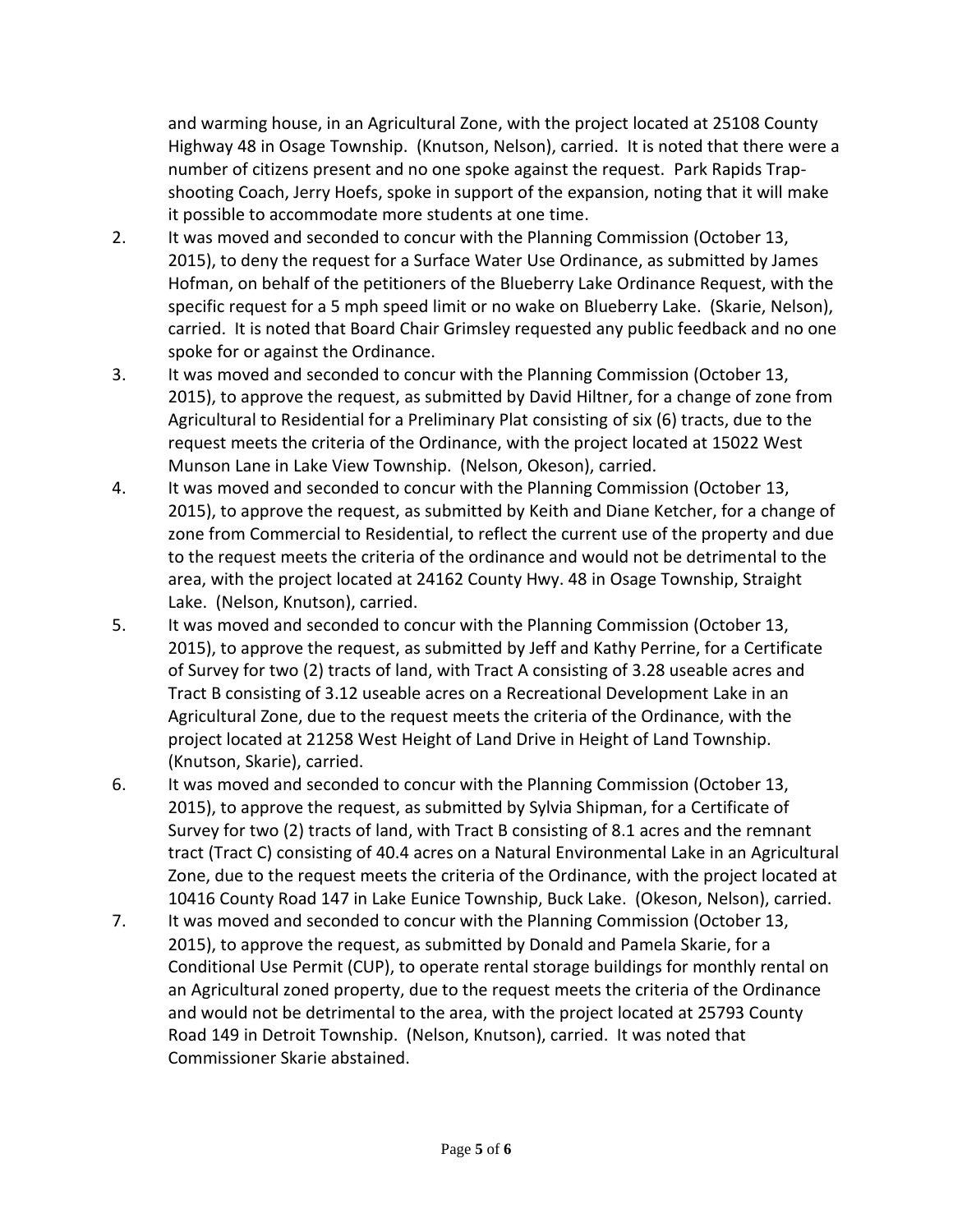and warming house, in an Agricultural Zone, with the project located at 25108 County Highway 48 in Osage Township. (Knutson, Nelson), carried. It is noted that there were a number of citizens present and no one spoke against the request. Park Rapids Trap-shooting Coach, Jerry Hoefs, spoke in support of the expansion, noting that it will make it possible to accommodate more students at one time.

2. It was moved and seconded to concur with the Planning Commission (October 13, 2015), to deny the request for a Surface Water Use Ordinance, as submitted by James Hofman, on behalf of the petitioners of the Blueberry Lake Ordinance Request, with the specific request for a 5 mph speed limit or no wake on Blueberry Lake. (Skarie, Nelson), carried. It is noted that Board Chair Grimsley requested any public feedback and no one spoke for or against the Ordinance.
3. It was moved and seconded to concur with the Planning Commission (October 13, 2015), to approve the request, as submitted by David Hiltner, for a change of zone from Agricultural to Residential for a Preliminary Plat consisting of six (6) tracts, due to the request meets the criteria of the Ordinance, with the project located at 15022 West Munson Lane in Lake View Township. (Nelson, Okeson), carried.
4. It was moved and seconded to concur with the Planning Commission (October 13, 2015), to approve the request, as submitted by Keith and Diane Ketcher, for a change of zone from Commercial to Residential, to reflect the current use of the property and due to the request meets the criteria of the ordinance and would not be detrimental to the area, with the project located at 24162 County Hwy. 48 in Osage Township, Straight Lake. (Nelson, Knutson), carried.
5. It was moved and seconded to concur with the Planning Commission (October 13, 2015), to approve the request, as submitted by Jeff and Kathy Perrine, for a Certificate of Survey for two (2) tracts of land, with Tract A consisting of 3.28 useable acres and Tract B consisting of 3.12 useable acres on a Recreational Development Lake in an Agricultural Zone, due to the request meets the criteria of the Ordinance, with the project located at 21258 West Height of Land Drive in Height of Land Township. (Knutson, Skarie), carried.
6. It was moved and seconded to concur with the Planning Commission (October 13, 2015), to approve the request, as submitted by Sylvia Shipman, for a Certificate of Survey for two (2) tracts of land, with Tract B consisting of 8.1 acres and the remnant tract (Tract C) consisting of 40.4 acres on a Natural Environmental Lake in an Agricultural Zone, due to the request meets the criteria of the Ordinance, with the project located at 10416 County Road 147 in Lake Eunice Township, Buck Lake. (Okeson, Nelson), carried.
7. It was moved and seconded to concur with the Planning Commission (October 13, 2015), to approve the request, as submitted by Donald and Pamela Skarie, for a Conditional Use Permit (CUP), to operate rental storage buildings for monthly rental on an Agricultural zoned property, due to the request meets the criteria of the Ordinance and would not be detrimental to the area, with the project located at 25793 County Road 149 in Detroit Township. (Nelson, Knutson), carried. It was noted that Commissioner Skarie abstained.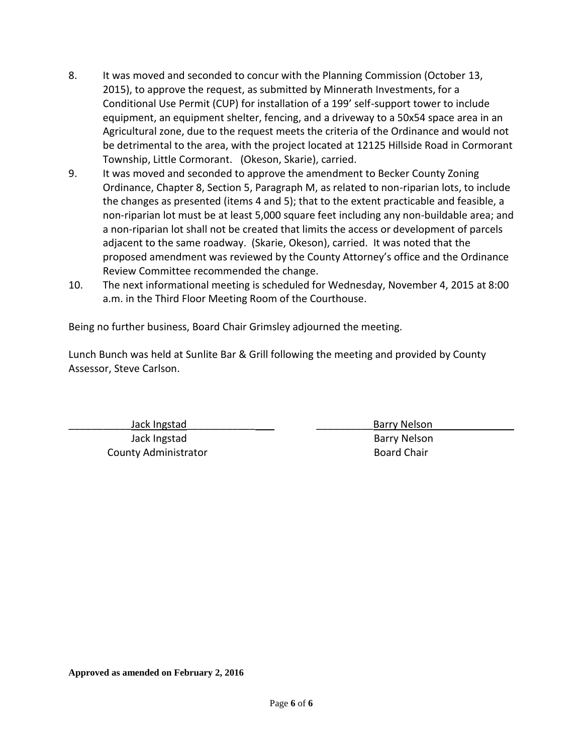8. It was moved and seconded to concur with the Planning Commission (October 13, 2015), to approve the request, as submitted by Minnerath Investments, for a Conditional Use Permit (CUP) for installation of a 199' self-support tower to include equipment, an equipment shelter, fencing, and a driveway to a 50x54 space area in an Agricultural zone, due to the request meets the criteria of the Ordinance and would not be detrimental to the area, with the project located at 12125 Hillside Road in Cormorant Township, Little Cormorant. (Okeson, Skarie), carried.
9. It was moved and seconded to approve the amendment to Becker County Zoning Ordinance, Chapter 8, Section 5, Paragraph M, as related to non-riparian lots, to include the changes as presented (items 4 and 5); that to the extent practicable and feasible, a non-riparian lot must be at least 5,000 square feet including any non-buildable area; and a non-riparian lot shall not be created that limits the access or development of parcels adjacent to the same roadway. (Skarie, Okeson), carried. It was noted that the proposed amendment was reviewed by the County Attorney's office and the Ordinance Review Committee recommended the change.
10. The next informational meeting is scheduled for Wednesday, November 4, 2015 at 8:00 a.m. in the Third Floor Meeting Room of the Courthouse.

Being no further business, Board Chair Grimsley adjourned the meeting.

Lunch Bunch was held at Sunlite Bar & Grill following the meeting and provided by County Assessor, Steve Carlson.

| | |
|---|---|
| ___________Jack Ingstad_______________ | __________Barry Nelson_______________ |
| Jack Ingstad | Barry Nelson |
| County Administrator | Board Chair |

**Approved as amended on February 2, 2016**